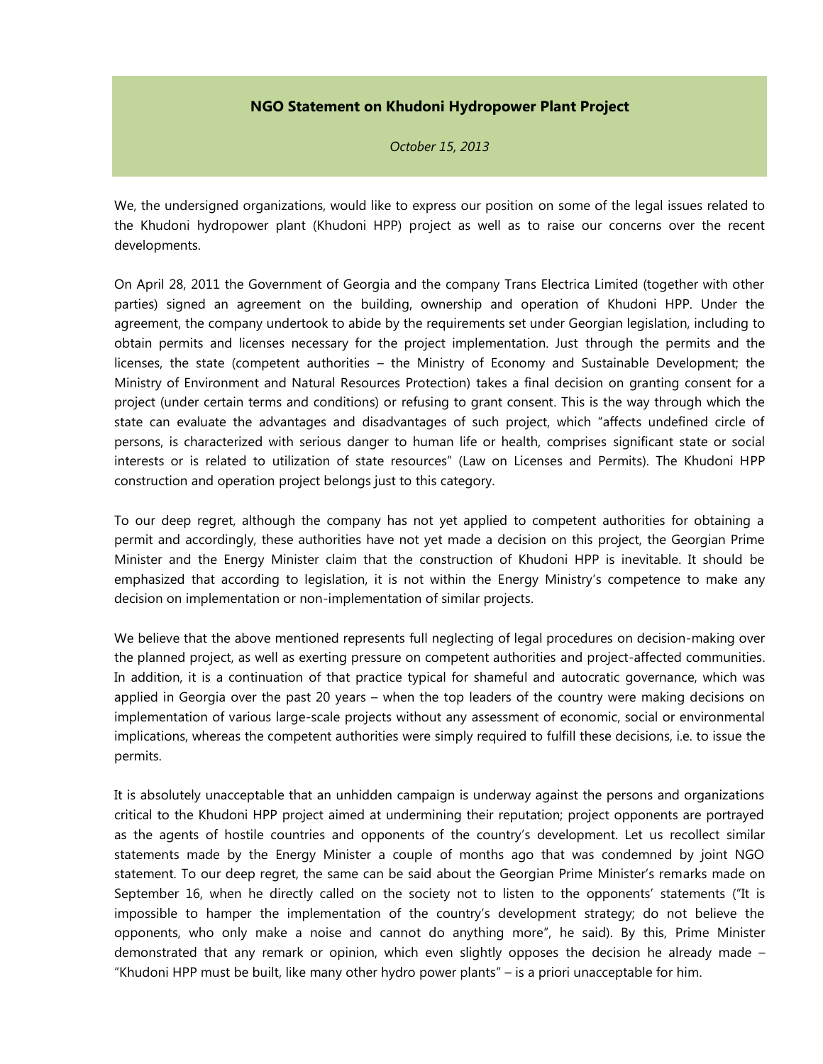# NGO Statement on Khudoni Hydropower Plant Project

*October 15, 2013*

We, the undersigned organizations, would like to express our position on some of the legal issues related to the Khudoni hydropower plant (Khudoni HPP) project as well as to raise our concerns over the recent developments.

On April 28, 2011 the Government of Georgia and the company Trans Electrica Limited (together with other parties) signed an agreement on the building, ownership and operation of Khudoni HPP. Under the agreement, the company undertook to abide by the requirements set under Georgian legislation, including to obtain permits and licenses necessary for the project implementation. Just through the permits and the licenses, the state (competent authorities – the Ministry of Economy and Sustainable Development; the Ministry of Environment and Natural Resources Protection) takes a final decision on granting consent for a project (under certain terms and conditions) or refusing to grant consent. This is the way through which the state can evaluate the advantages and disadvantages of such project, which "affects undefined circle of persons, is characterized with serious danger to human life or health, comprises significant state or social interests or is related to utilization of state resources" (Law on Licenses and Permits). The Khudoni HPP construction and operation project belongs just to this category.

To our deep regret, although the company has not yet applied to competent authorities for obtaining a permit and accordingly, these authorities have not yet made a decision on this project, the Georgian Prime Minister and the Energy Minister claim that the construction of Khudoni HPP is inevitable. It should be emphasized that according to legislation, it is not within the Energy Ministry's competence to make any decision on implementation or non-implementation of similar projects.

We believe that the above mentioned represents full neglecting of legal procedures on decision-making over the planned project, as well as exerting pressure on competent authorities and project-affected communities. In addition, it is a continuation of that practice typical for shameful and autocratic governance, which was applied in Georgia over the past 20 years – when the top leaders of the country were making decisions on implementation of various large-scale projects without any assessment of economic, social or environmental implications, whereas the competent authorities were simply required to fulfill these decisions, i.e. to issue the permits.

It is absolutely unacceptable that an unhidden campaign is underway against the persons and organizations critical to the Khudoni HPP project aimed at undermining their reputation; project opponents are portrayed as the agents of hostile countries and opponents of the country's development. Let us recollect similar statements made by the Energy Minister a couple of months ago that was condemned by joint NGO statement. To our deep regret, the same can be said about the Georgian Prime Minister's remarks made on September 16, when he directly called on the society not to listen to the opponents' statements ("It is impossible to hamper the implementation of the country's development strategy; do not believe the opponents, who only make a noise and cannot do anything more", he said). By this, Prime Minister demonstrated that any remark or opinion, which even slightly opposes the decision he already made – "Khudoni HPP must be built, like many other hydro power plants" – is a priori unacceptable for him.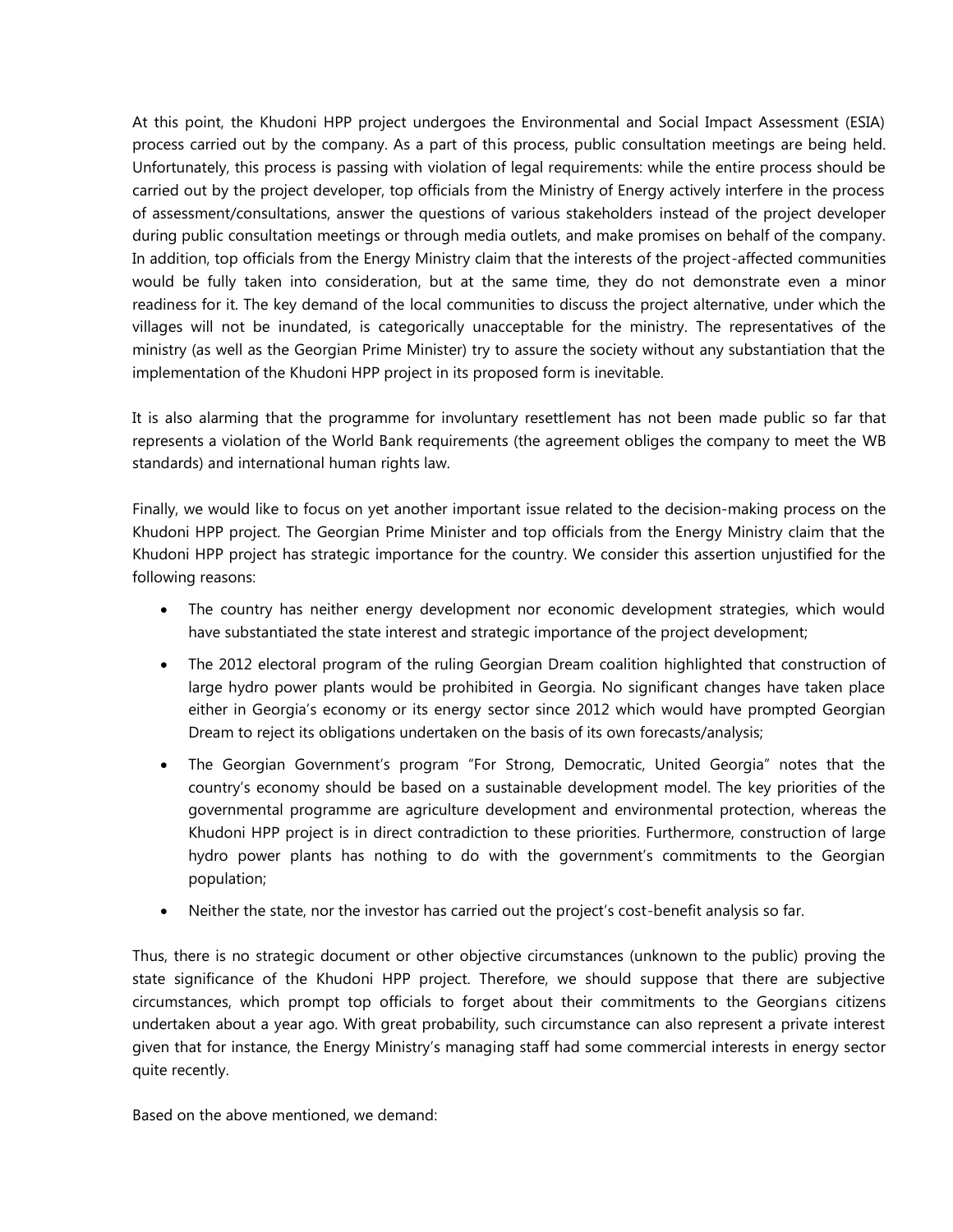At this point, the Khudoni HPP project undergoes the Environmental and Social Impact Assessment (ESIA) process carried out by the company. As a part of this process, public consultation meetings are being held. Unfortunately, this process is passing with violation of legal requirements: while the entire process should be carried out by the project developer, top officials from the Ministry of Energy actively interfere in the process of assessment/consultations, answer the questions of various stakeholders instead of the project developer during public consultation meetings or through media outlets, and make promises on behalf of the company. In addition, top officials from the Energy Ministry claim that the interests of the project-affected communities would be fully taken into consideration, but at the same time, they do not demonstrate even a minor readiness for it. The key demand of the local communities to discuss the project alternative, under which the villages will not be inundated, is categorically unacceptable for the ministry. The representatives of the ministry (as well as the Georgian Prime Minister) try to assure the society without any substantiation that the implementation of the Khudoni HPP project in its proposed form is inevitable.

It is also alarming that the programme for involuntary resettlement has not been made public so far that represents a violation of the World Bank requirements (the agreement obliges the company to meet the WB standards) and international human rights law.

Finally, we would like to focus on yet another important issue related to the decision-making process on the Khudoni HPP project. The Georgian Prime Minister and top officials from the Energy Ministry claim that the Khudoni HPP project has strategic importance for the country. We consider this assertion unjustified for the following reasons:

- The country has neither energy development nor economic development strategies, which would have substantiated the state interest and strategic importance of the project development;
- The 2012 electoral program of the ruling Georgian Dream coalition highlighted that construction of large hydro power plants would be prohibited in Georgia. No significant changes have taken place either in Georgia's economy or its energy sector since 2012 which would have prompted Georgian Dream to reject its obligations undertaken on the basis of its own forecasts/analysis;
- The Georgian Government's program "For Strong, Democratic, United Georgia" notes that the country's economy should be based on a sustainable development model. The key priorities of the governmental programme are agriculture development and environmental protection, whereas the Khudoni HPP project is in direct contradiction to these priorities. Furthermore, construction of large hydro power plants has nothing to do with the government's commitments to the Georgian population;
- Neither the state, nor the investor has carried out the project's cost-benefit analysis so far.

Thus, there is no strategic document or other objective circumstances (unknown to the public) proving the state significance of the Khudoni HPP project. Therefore, we should suppose that there are subjective circumstances, which prompt top officials to forget about their commitments to the Georgians citizens undertaken about a year ago. With great probability, such circumstance can also represent a private interest given that for instance, the Energy Ministry's managing staff had some commercial interests in energy sector quite recently.

Based on the above mentioned, we demand: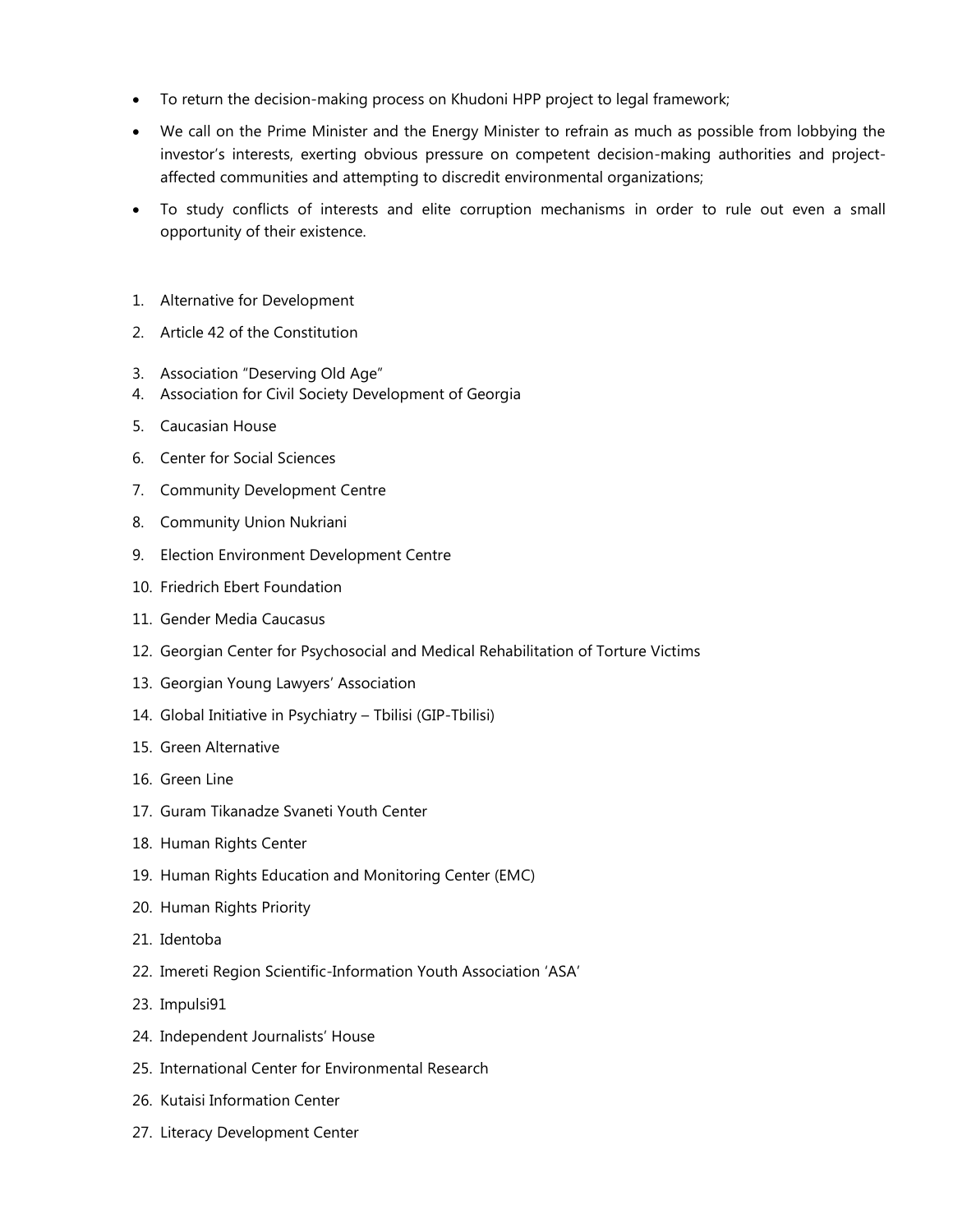- To return the decision-making process on Khudoni HPP project to legal framework;
- We call on the Prime Minister and the Energy Minister to refrain as much as possible from lobbying the investor's interests, exerting obvious pressure on competent decision-making authorities and project-affected communities and attempting to discredit environmental organizations;
- To study conflicts of interests and elite corruption mechanisms in order to rule out even a small opportunity of their existence.

1. Alternative for Development
2. Article 42 of the Constitution
3. Association "Deserving Old Age"
4. Association for Civil Society Development of Georgia
5. Caucasian House
6. Center for Social Sciences
7. Community Development Centre
8. Community Union Nukriani
9. Election Environment Development Centre
10. Friedrich Ebert Foundation
11. Gender Media Caucasus
12. Georgian Center for Psychosocial and Medical Rehabilitation of Torture Victims
13. Georgian Young Lawyers' Association
14. Global Initiative in Psychiatry – Tbilisi (GIP-Tbilisi)
15. Green Alternative
16. Green Line
17. Guram Tikanadze Svaneti Youth Center
18. Human Rights Center
19. Human Rights Education and Monitoring Center (EMC)
20. Human Rights Priority
21. Identoba
22. Imereti Region Scientific-Information Youth Association 'ASA'
23. Impulsi91
24. Independent Journalists' House
25. International Center for Environmental Research
26. Kutaisi Information Center
27. Literacy Development Center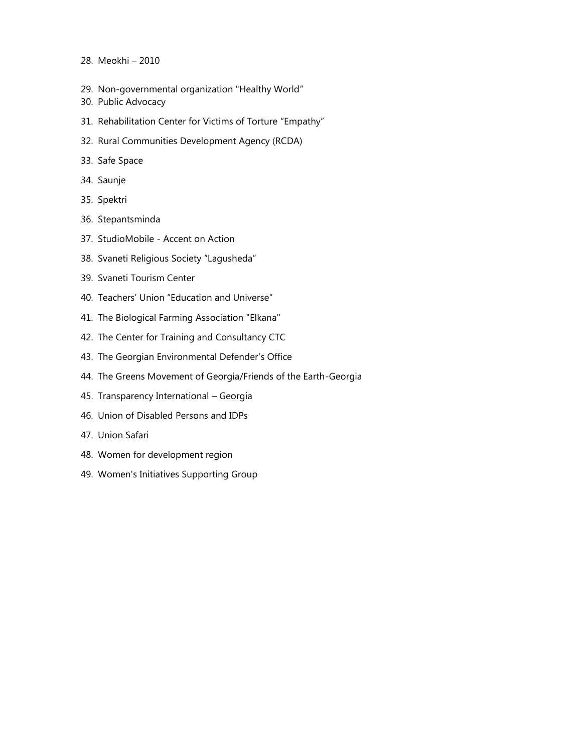28. Meokhi – 2010
29. Non-governmental organization "Healthy World"
30. Public Advocacy
31. Rehabilitation Center for Victims of Torture "Empathy"
32. Rural Communities Development Agency (RCDA)
33. Safe Space
34. Saunje
35. Spektri
36. Stepantsminda
37. StudioMobile - Accent on Action
38. Svaneti Religious Society "Lagusheda"
39. Svaneti Tourism Center
40. Teachers' Union "Education and Universe"
41. The Biological Farming Association "Elkana"
42. The Center for Training and Consultancy CTC
43. The Georgian Environmental Defender's Office
44. The Greens Movement of Georgia/Friends of the Earth-Georgia
45. Transparency International – Georgia
46. Union of Disabled Persons and IDPs
47. Union Safari
48. Women for development region
49. Women's Initiatives Supporting Group